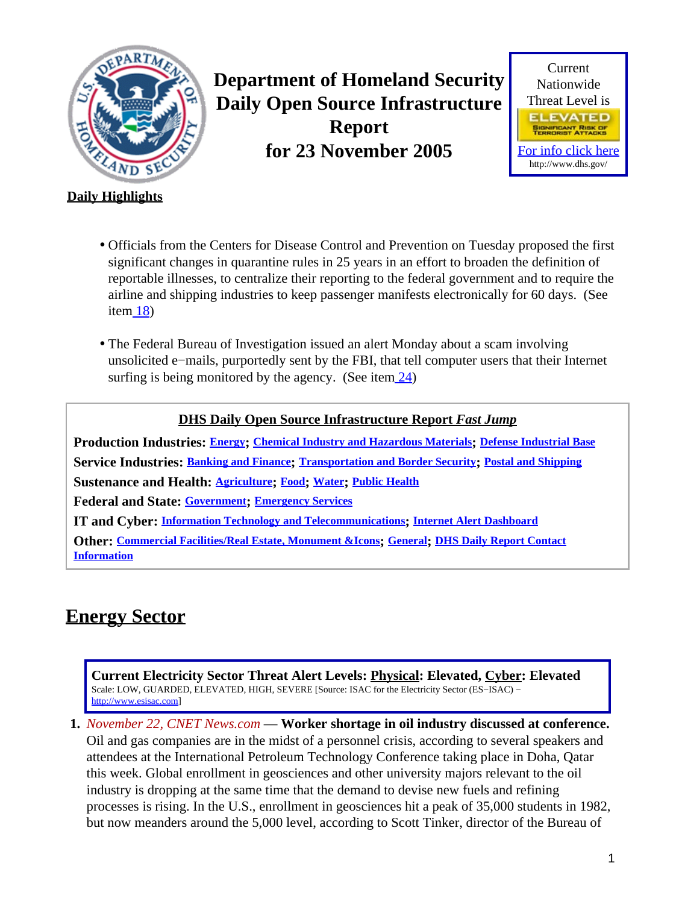# Department of Homeland Security Daily Open Source Infrastructure Report for 23 November 2005

Current Nationwide Threat Level is

ELEVATED
SIGNIFICANT RISK OF TERRORIST ATTACKS

For info click here
http://www.dhs.gov/

**Daily Highlights**

- Officials from the Centers for Disease Control and Prevention on Tuesday proposed the first significant changes in quarantine rules in 25 years in an effort to broaden the definition of reportable illnesses, to centralize their reporting to the federal government and to require the airline and shipping industries to keep passenger manifests electronically for 60 days. (See item 18)
- The Federal Bureau of Investigation issued an alert Monday about a scam involving unsolicited e−mails, purportedly sent by the FBI, that tell computer users that their Internet surfing is being monitored by the agency. (See item 24)

**DHS Daily Open Source Infrastructure Report *Fast Jump***

**Production Industries:** Energy; Chemical Industry and Hazardous Materials; Defense Industrial Base
**Service Industries:** Banking and Finance; Transportation and Border Security; Postal and Shipping
**Sustenance and Health:** Agriculture; Food; Water; Public Health
**Federal and State:** Government; Emergency Services
**IT and Cyber:** Information Technology and Telecommunications; Internet Alert Dashboard
**Other:** Commercial Facilities/Real Estate, Monument &Icons; General; DHS Daily Report Contact Information

## Energy Sector

**Current Electricity Sector Threat Alert Levels: Physical: Elevated, Cyber: Elevated**
Scale: LOW, GUARDED, ELEVATED, HIGH, SEVERE [Source: ISAC for the Electricity Sector (ES−ISAC) − http://www.esisac.com]

1. *November 22, CNET News.com* — **Worker shortage in oil industry discussed at conference.** Oil and gas companies are in the midst of a personnel crisis, according to several speakers and attendees at the International Petroleum Technology Conference taking place in Doha, Qatar this week. Global enrollment in geosciences and other university majors relevant to the oil industry is dropping at the same time that the demand to devise new fuels and refining processes is rising. In the U.S., enrollment in geosciences hit a peak of 35,000 students in 1982, but now meanders around the 5,000 level, according to Scott Tinker, director of the Bureau of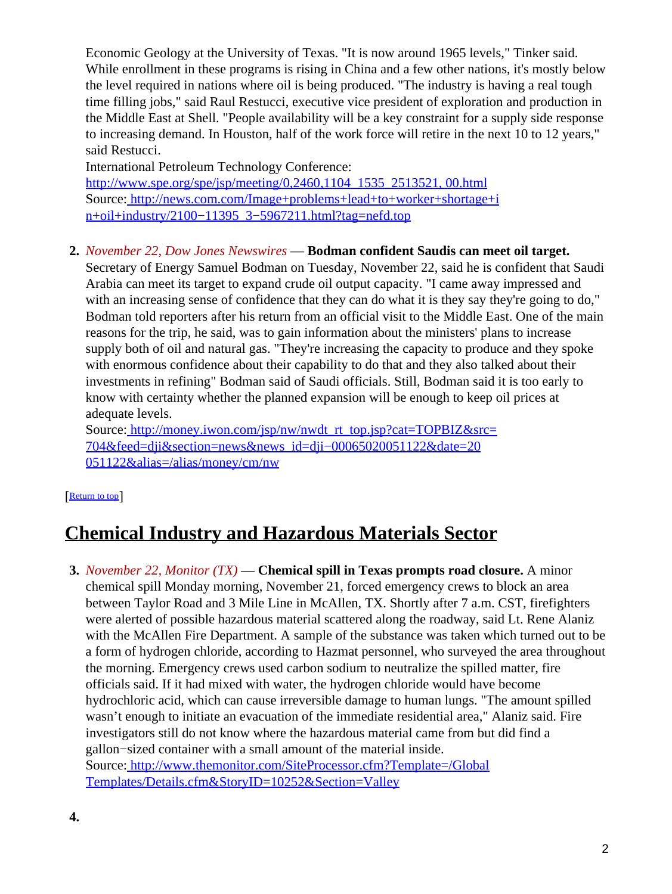Economic Geology at the University of Texas. "It is now around 1965 levels," Tinker said. While enrollment in these programs is rising in China and a few other nations, it's mostly below the level required in nations where oil is being produced. "The industry is having a real tough time filling jobs," said Raul Restucci, executive vice president of exploration and production in the Middle East at Shell. "People availability will be a key constraint for a supply side response to increasing demand. In Houston, half of the work force will retire in the next 10 to 12 years," said Restucci.
International Petroleum Technology Conference: http://www.spe.org/spe/jsp/meeting/0,2460,1104_1535_2513521,00.html
Source: http://news.com.com/Image+problems+lead+to+worker+shortage+in+oil+industry/2100−11395_3−5967211.html?tag=nefd.top

2. *November 22, Dow Jones Newswires* — **Bodman confident Saudis can meet oil target.** Secretary of Energy Samuel Bodman on Tuesday, November 22, said he is confident that Saudi Arabia can meet its target to expand crude oil output capacity. "I came away impressed and with an increasing sense of confidence that they can do what it is they say they're going to do," Bodman told reporters after his return from an official visit to the Middle East. One of the main reasons for the trip, he said, was to gain information about the ministers' plans to increase supply both of oil and natural gas. "They're increasing the capacity to produce and they spoke with enormous confidence about their capability to do that and they also talked about their investments in refining" Bodman said of Saudi officials. Still, Bodman said it is too early to know with certainty whether the planned expansion will be enough to keep oil prices at adequate levels.
Source: http://money.iwon.com/jsp/nw/nwdt_rt_top.jsp?cat=TOPBIZ&src=704&feed=dji&section=news&news_id=dji−00065020051122&date=20051122&alias=/alias/money/cm/nw

[Return to top]

## Chemical Industry and Hazardous Materials Sector

3. *November 22, Monitor (TX)* — **Chemical spill in Texas prompts road closure.** A minor chemical spill Monday morning, November 21, forced emergency crews to block an area between Taylor Road and 3 Mile Line in McAllen, TX. Shortly after 7 a.m. CST, firefighters were alerted of possible hazardous material scattered along the roadway, said Lt. Rene Alaniz with the McAllen Fire Department. A sample of the substance was taken which turned out to be a form of hydrogen chloride, according to Hazmat personnel, who surveyed the area throughout the morning. Emergency crews used carbon sodium to neutralize the spilled matter, fire officials said. If it had mixed with water, the hydrogen chloride would have become hydrochloric acid, which can cause irreversible damage to human lungs. "The amount spilled wasn't enough to initiate an evacuation of the immediate residential area," Alaniz said. Fire investigators still do not know where the hazardous material came from but did find a gallon−sized container with a small amount of the material inside.
Source: http://www.themonitor.com/SiteProcessor.cfm?Template=/GlobalTemplates/Details.cfm&StoryID=10252&Section=Valley

4.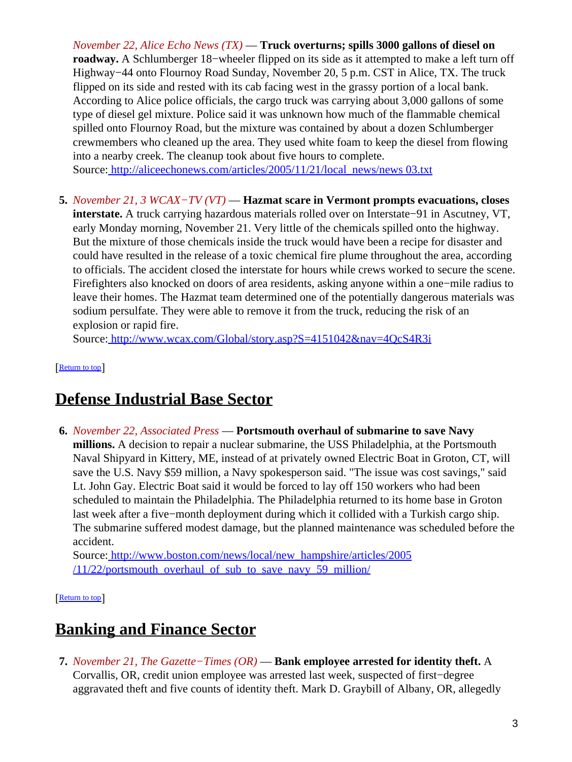*November 22, Alice Echo News (TX)* — **Truck overturns; spills 3000 gallons of diesel on roadway.** A Schlumberger 18−wheeler flipped on its side as it attempted to make a left turn off Highway−44 onto Flournoy Road Sunday, November 20, 5 p.m. CST in Alice, TX. The truck flipped on its side and rested with its cab facing west in the grassy portion of a local bank. According to Alice police officials, the cargo truck was carrying about 3,000 gallons of some type of diesel gel mixture. Police said it was unknown how much of the flammable chemical spilled onto Flournoy Road, but the mixture was contained by about a dozen Schlumberger crewmembers who cleaned up the area. They used white foam to keep the diesel from flowing into a nearby creek. The cleanup took about five hours to complete.
Source: http://aliceechonews.com/articles/2005/11/21/local_news/news 03.txt

5. *November 21, 3 WCAX−TV (VT)* — **Hazmat scare in Vermont prompts evacuations, closes interstate.** A truck carrying hazardous materials rolled over on Interstate−91 in Ascutney, VT, early Monday morning, November 21. Very little of the chemicals spilled onto the highway. But the mixture of those chemicals inside the truck would have been a recipe for disaster and could have resulted in the release of a toxic chemical fire plume throughout the area, according to officials. The accident closed the interstate for hours while crews worked to secure the scene. Firefighters also knocked on doors of area residents, asking anyone within a one−mile radius to leave their homes. The Hazmat team determined one of the potentially dangerous materials was sodium persulfate. They were able to remove it from the truck, reducing the risk of an explosion or rapid fire.
Source: http://www.wcax.com/Global/story.asp?S=4151042&nav=4QcS4R3i

[Return to top]

## Defense Industrial Base Sector

6. *November 22, Associated Press* — **Portsmouth overhaul of submarine to save Navy millions.** A decision to repair a nuclear submarine, the USS Philadelphia, at the Portsmouth Naval Shipyard in Kittery, ME, instead of at privately owned Electric Boat in Groton, CT, will save the U.S. Navy $59 million, a Navy spokesperson said. "The issue was cost savings," said Lt. John Gay. Electric Boat said it would be forced to lay off 150 workers who had been scheduled to maintain the Philadelphia. The Philadelphia returned to its home base in Groton last week after a five−month deployment during which it collided with a Turkish cargo ship. The submarine suffered modest damage, but the planned maintenance was scheduled before the accident.
Source: http://www.boston.com/news/local/new_hampshire/articles/2005/11/22/portsmouth_overhaul_of_sub_to_save_navy_59_million/

[Return to top]

## Banking and Finance Sector

7. *November 21, The Gazette−Times (OR)* — **Bank employee arrested for identity theft.** A Corvallis, OR, credit union employee was arrested last week, suspected of first−degree aggravated theft and five counts of identity theft. Mark D. Graybill of Albany, OR, allegedly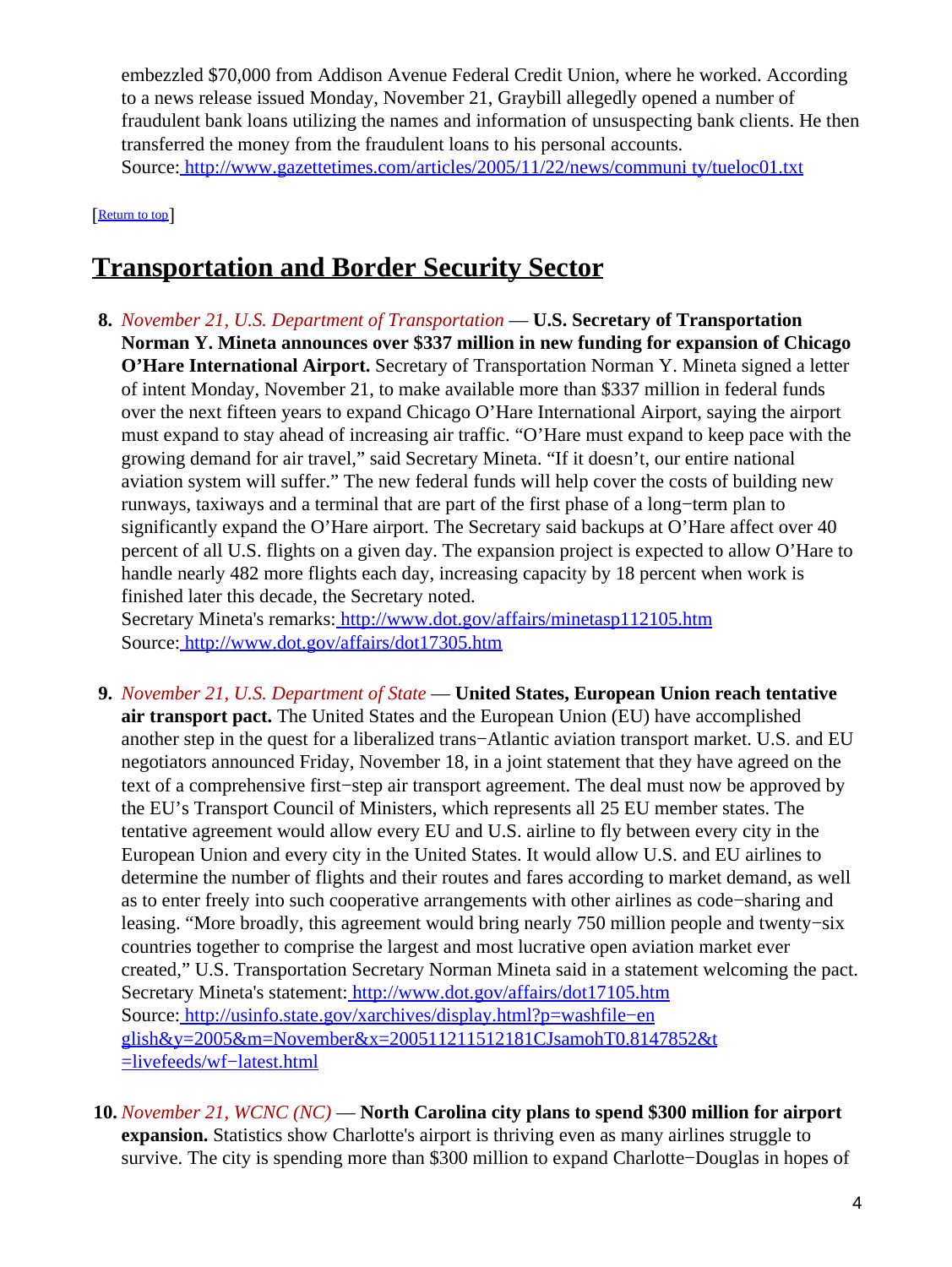embezzled $70,000 from Addison Avenue Federal Credit Union, where he worked. According to a news release issued Monday, November 21, Graybill allegedly opened a number of fraudulent bank loans utilizing the names and information of unsuspecting bank clients. He then transferred the money from the fraudulent loans to his personal accounts.
Source: http://www.gazettetimes.com/articles/2005/11/22/news/communi ty/tueloc01.txt

[Return to top]

## Transportation and Border Security Sector

8. *November 21, U.S. Department of Transportation* — **U.S. Secretary of Transportation Norman Y. Mineta announces over $337 million in new funding for expansion of Chicago O'Hare International Airport.** Secretary of Transportation Norman Y. Mineta signed a letter of intent Monday, November 21, to make available more than $337 million in federal funds over the next fifteen years to expand Chicago O'Hare International Airport, saying the airport must expand to stay ahead of increasing air traffic. "O'Hare must expand to keep pace with the growing demand for air travel," said Secretary Mineta. "If it doesn't, our entire national aviation system will suffer." The new federal funds will help cover the costs of building new runways, taxiways and a terminal that are part of the first phase of a long−term plan to significantly expand the O'Hare airport. The Secretary said backups at O'Hare affect over 40 percent of all U.S. flights on a given day. The expansion project is expected to allow O'Hare to handle nearly 482 more flights each day, increasing capacity by 18 percent when work is finished later this decade, the Secretary noted.
Secretary Mineta's remarks: http://www.dot.gov/affairs/minetasp112105.htm
Source: http://www.dot.gov/affairs/dot17305.htm

9. *November 21, U.S. Department of State* — **United States, European Union reach tentative air transport pact.** The United States and the European Union (EU) have accomplished another step in the quest for a liberalized trans−Atlantic aviation transport market. U.S. and EU negotiators announced Friday, November 18, in a joint statement that they have agreed on the text of a comprehensive first−step air transport agreement. The deal must now be approved by the EU's Transport Council of Ministers, which represents all 25 EU member states. The tentative agreement would allow every EU and U.S. airline to fly between every city in the European Union and every city in the United States. It would allow U.S. and EU airlines to determine the number of flights and their routes and fares according to market demand, as well as to enter freely into such cooperative arrangements with other airlines as code−sharing and leasing. "More broadly, this agreement would bring nearly 750 million people and twenty−six countries together to comprise the largest and most lucrative open aviation market ever created," U.S. Transportation Secretary Norman Mineta said in a statement welcoming the pact.
Secretary Mineta's statement: http://www.dot.gov/affairs/dot17105.htm
Source: http://usinfo.state.gov/xarchives/display.html?p=washfile−en glish&y=2005&m=November&x=20051121151218lCJsamohT0.8147852&t =livefeeds/wf−latest.html

10. *November 21, WCNC (NC)* — **North Carolina city plans to spend $300 million for airport expansion.** Statistics show Charlotte's airport is thriving even as many airlines struggle to survive. The city is spending more than $300 million to expand Charlotte−Douglas in hopes of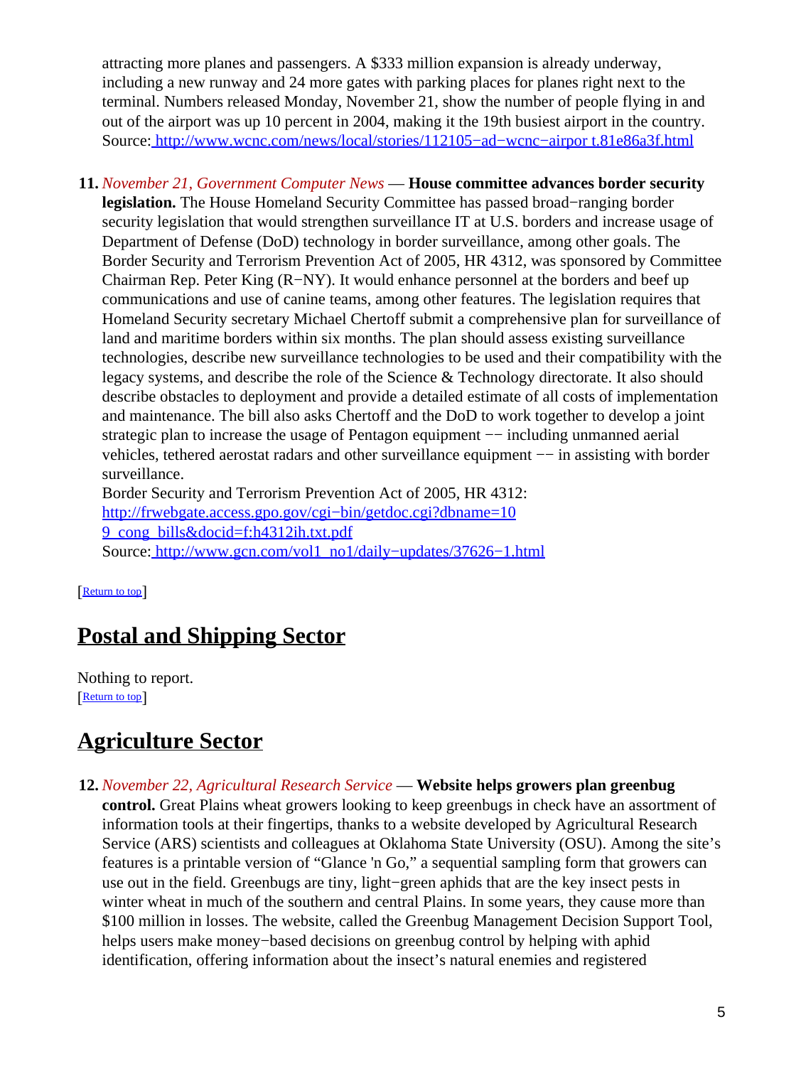attracting more planes and passengers. A $333 million expansion is already underway, including a new runway and 24 more gates with parking places for planes right next to the terminal. Numbers released Monday, November 21, show the number of people flying in and out of the airport was up 10 percent in 2004, making it the 19th busiest airport in the country.
Source: [http://www.wcnc.com/news/local/stories/112105−ad−wcnc−airpor t.81e86a3f.html](http://www.wcnc.com/news/local/stories/112105−ad−wcnc−airport.81e86a3f.html)

11. *November 21, Government Computer News* — **House committee advances border security legislation.** The House Homeland Security Committee has passed broad−ranging border security legislation that would strengthen surveillance IT at U.S. borders and increase usage of Department of Defense (DoD) technology in border surveillance, among other goals. The Border Security and Terrorism Prevention Act of 2005, HR 4312, was sponsored by Committee Chairman Rep. Peter King (R−NY). It would enhance personnel at the borders and beef up communications and use of canine teams, among other features. The legislation requires that Homeland Security secretary Michael Chertoff submit a comprehensive plan for surveillance of land and maritime borders within six months. The plan should assess existing surveillance technologies, describe new surveillance technologies to be used and their compatibility with the legacy systems, and describe the role of the Science & Technology directorate. It also should describe obstacles to deployment and provide a detailed estimate of all costs of implementation and maintenance. The bill also asks Chertoff and the DoD to work together to develop a joint strategic plan to increase the usage of Pentagon equipment −− including unmanned aerial vehicles, tethered aerostat radars and other surveillance equipment −− in assisting with border surveillance.
Border Security and Terrorism Prevention Act of 2005, HR 4312:
[http://frwebgate.access.gpo.gov/cgi−bin/getdoc.cgi?dbname=10 9_cong_bills&docid=f:h4312ih.txt.pdf](http://frwebgate.access.gpo.gov/cgi−bin/getdoc.cgi?dbname=109_cong_bills&docid=f:h4312ih.txt.pdf)
Source: [http://www.gcn.com/vol1_no1/daily−updates/37626−1.html](http://www.gcn.com/vol1_no1/daily−updates/37626−1.html)

[Return to top]

## Postal and Shipping Sector

Nothing to report.
[Return to top]

## Agriculture Sector

12. *November 22, Agricultural Research Service* — **Website helps growers plan greenbug control.** Great Plains wheat growers looking to keep greenbugs in check have an assortment of information tools at their fingertips, thanks to a website developed by Agricultural Research Service (ARS) scientists and colleagues at Oklahoma State University (OSU). Among the site's features is a printable version of "Glance 'n Go," a sequential sampling form that growers can use out in the field. Greenbugs are tiny, light−green aphids that are the key insect pests in winter wheat in much of the southern and central Plains. In some years, they cause more than $100 million in losses. The website, called the Greenbug Management Decision Support Tool, helps users make money−based decisions on greenbug control by helping with aphid identification, offering information about the insect's natural enemies and registered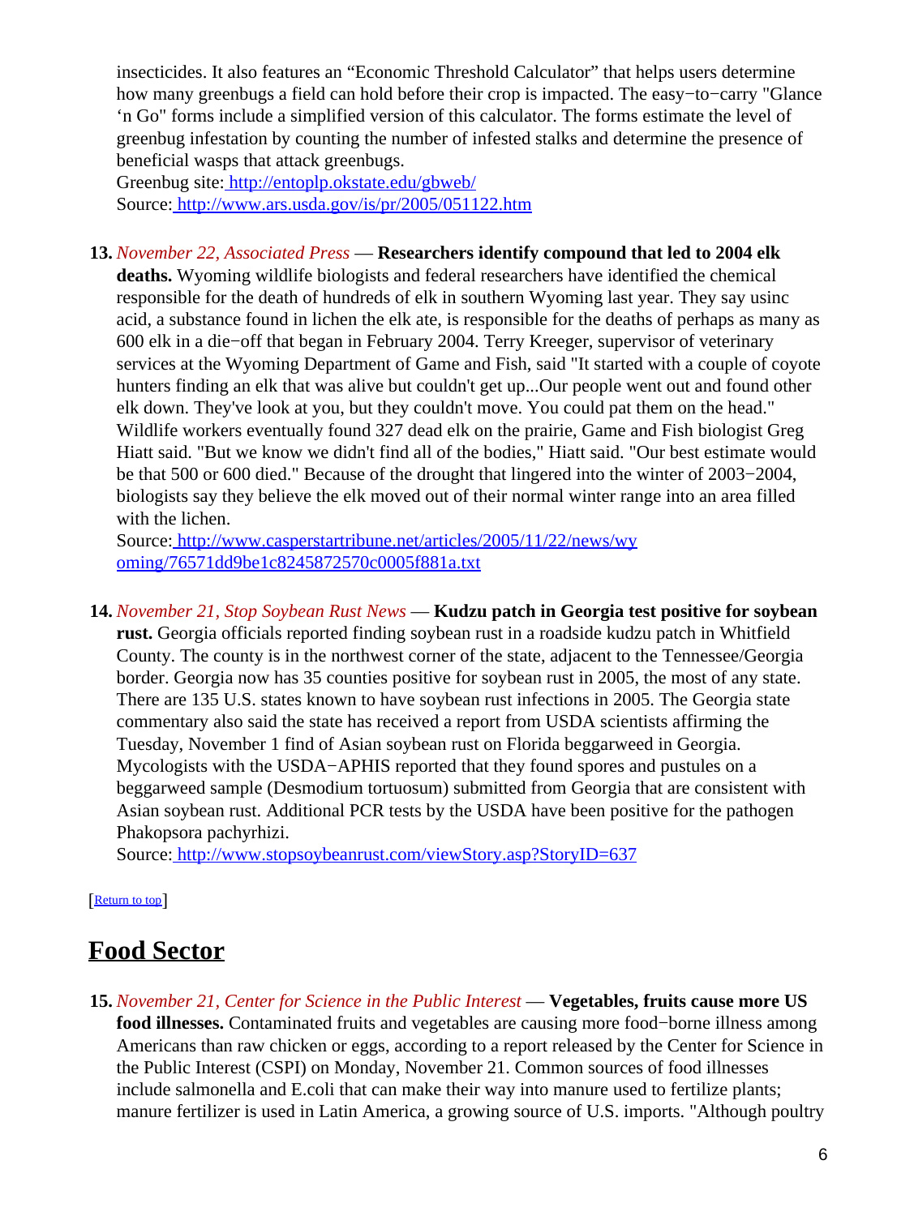insecticides. It also features an "Economic Threshold Calculator" that helps users determine how many greenbugs a field can hold before their crop is impacted. The easy−to−carry "Glance 'n Go" forms include a simplified version of this calculator. The forms estimate the level of greenbug infestation by counting the number of infested stalks and determine the presence of beneficial wasps that attack greenbugs.
Greenbug site: http://entoplp.okstate.edu/gbweb/
Source: http://www.ars.usda.gov/is/pr/2005/051122.htm

13. *November 22, Associated Press* — **Researchers identify compound that led to 2004 elk deaths.** Wyoming wildlife biologists and federal researchers have identified the chemical responsible for the death of hundreds of elk in southern Wyoming last year. They say usinc acid, a substance found in lichen the elk ate, is responsible for the deaths of perhaps as many as 600 elk in a die−off that began in February 2004. Terry Kreeger, supervisor of veterinary services at the Wyoming Department of Game and Fish, said "It started with a couple of coyote hunters finding an elk that was alive but couldn't get up...Our people went out and found other elk down. They've look at you, but they couldn't move. You could pat them on the head." Wildlife workers eventually found 327 dead elk on the prairie, Game and Fish biologist Greg Hiatt said. "But we know we didn't find all of the bodies," Hiatt said. "Our best estimate would be that 500 or 600 died." Because of the drought that lingered into the winter of 2003−2004, biologists say they believe the elk moved out of their normal winter range into an area filled with the lichen.
Source: http://www.casperstartribune.net/articles/2005/11/22/news/wyoming/76571dd9be1c8245872570c0005f881a.txt

14. *November 21, Stop Soybean Rust News* — **Kudzu patch in Georgia test positive for soybean rust.** Georgia officials reported finding soybean rust in a roadside kudzu patch in Whitfield County. The county is in the northwest corner of the state, adjacent to the Tennessee/Georgia border. Georgia now has 35 counties positive for soybean rust in 2005, the most of any state. There are 135 U.S. states known to have soybean rust infections in 2005. The Georgia state commentary also said the state has received a report from USDA scientists affirming the Tuesday, November 1 find of Asian soybean rust on Florida beggarweed in Georgia. Mycologists with the USDA−APHIS reported that they found spores and pustules on a beggarweed sample (Desmodium tortuosum) submitted from Georgia that are consistent with Asian soybean rust. Additional PCR tests by the USDA have been positive for the pathogen Phakopsora pachyrhizi.
Source: http://www.stopsoybeanrust.com/viewStory.asp?StoryID=637

[Return to top]

# Food Sector

15. *November 21, Center for Science in the Public Interest* — **Vegetables, fruits cause more US food illnesses.** Contaminated fruits and vegetables are causing more food−borne illness among Americans than raw chicken or eggs, according to a report released by the Center for Science in the Public Interest (CSPI) on Monday, November 21. Common sources of food illnesses include salmonella and E.coli that can make their way into manure used to fertilize plants; manure fertilizer is used in Latin America, a growing source of U.S. imports. "Although poultry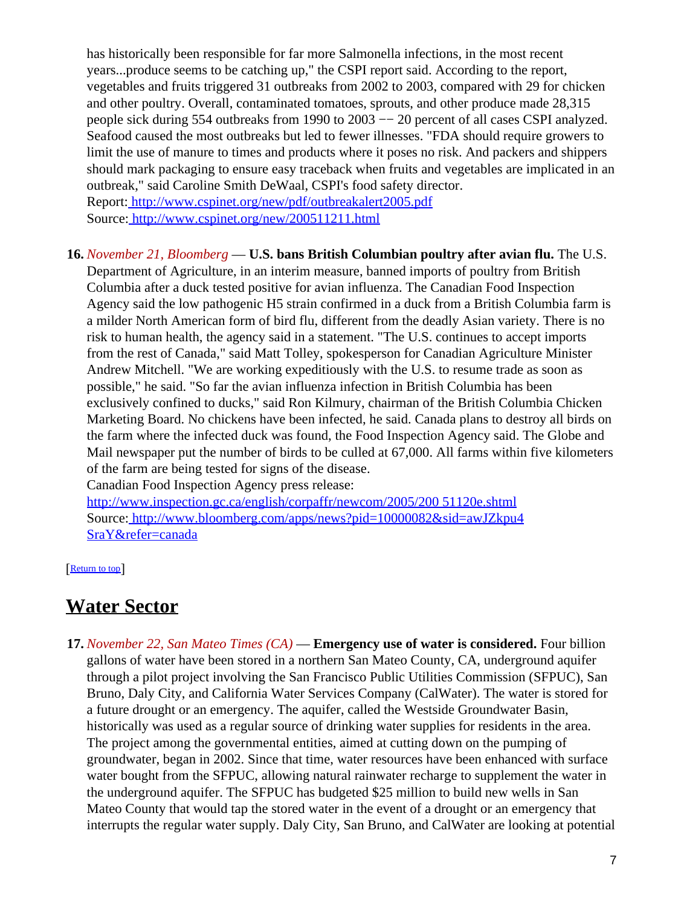has historically been responsible for far more Salmonella infections, in the most recent years...produce seems to be catching up," the CSPI report said. According to the report, vegetables and fruits triggered 31 outbreaks from 2002 to 2003, compared with 29 for chicken and other poultry. Overall, contaminated tomatoes, sprouts, and other produce made 28,315 people sick during 554 outbreaks from 1990 to 2003 −− 20 percent of all cases CSPI analyzed. Seafood caused the most outbreaks but led to fewer illnesses. "FDA should require growers to limit the use of manure to times and products where it poses no risk. And packers and shippers should mark packaging to ensure easy traceback when fruits and vegetables are implicated in an outbreak," said Caroline Smith DeWaal, CSPI's food safety director.
Report: http://www.cspinet.org/new/pdf/outbreakalert2005.pdf
Source: http://www.cspinet.org/new/200511211.html

16. *November 21, Bloomberg* — **U.S. bans British Columbian poultry after avian flu.** The U.S. Department of Agriculture, in an interim measure, banned imports of poultry from British Columbia after a duck tested positive for avian influenza. The Canadian Food Inspection Agency said the low pathogenic H5 strain confirmed in a duck from a British Columbia farm is a milder North American form of bird flu, different from the deadly Asian variety. There is no risk to human health, the agency said in a statement. "The U.S. continues to accept imports from the rest of Canada," said Matt Tolley, spokesperson for Canadian Agriculture Minister Andrew Mitchell. "We are working expeditiously with the U.S. to resume trade as soon as possible," he said. "So far the avian influenza infection in British Columbia has been exclusively confined to ducks," said Ron Kilmury, chairman of the British Columbia Chicken Marketing Board. No chickens have been infected, he said. Canada plans to destroy all birds on the farm where the infected duck was found, the Food Inspection Agency said. The Globe and Mail newspaper put the number of birds to be culled at 67,000. All farms within five kilometers of the farm are being tested for signs of the disease.
Canadian Food Inspection Agency press release:
http://www.inspection.gc.ca/english/corpaffr/newcom/2005/200 51120e.shtml
Source: http://www.bloomberg.com/apps/news?pid=10000082&sid=awJZkpu4 SraY&refer=canada

[Return to top]

## Water Sector

17. *November 22, San Mateo Times (CA)* — **Emergency use of water is considered.** Four billion gallons of water have been stored in a northern San Mateo County, CA, underground aquifer through a pilot project involving the San Francisco Public Utilities Commission (SFPUC), San Bruno, Daly City, and California Water Services Company (CalWater). The water is stored for a future drought or an emergency. The aquifer, called the Westside Groundwater Basin, historically was used as a regular source of drinking water supplies for residents in the area. The project among the governmental entities, aimed at cutting down on the pumping of groundwater, began in 2002. Since that time, water resources have been enhanced with surface water bought from the SFPUC, allowing natural rainwater recharge to supplement the water in the underground aquifer. The SFPUC has budgeted $25 million to build new wells in San Mateo County that would tap the stored water in the event of a drought or an emergency that interrupts the regular water supply. Daly City, San Bruno, and CalWater are looking at potential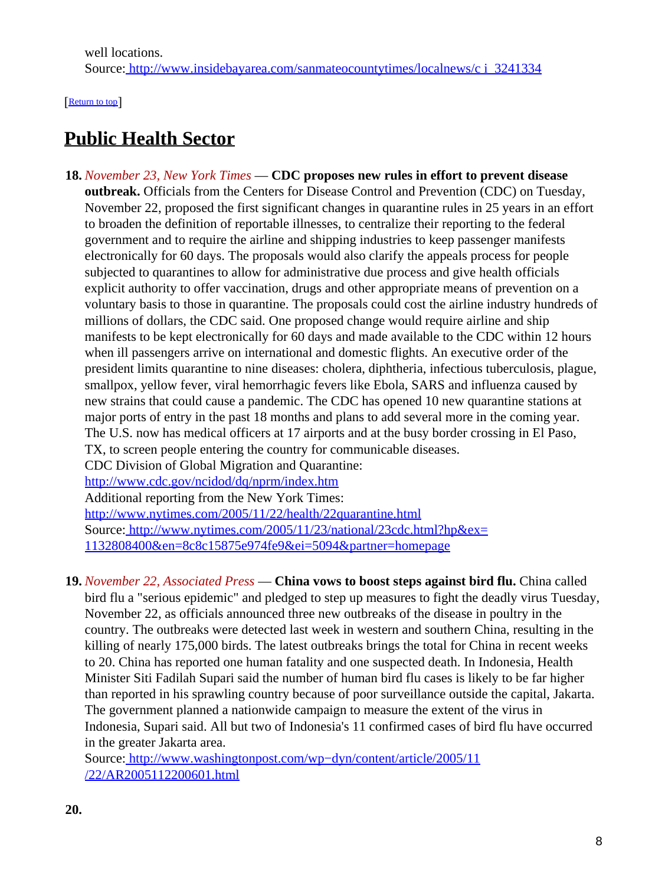well locations.
Source: http://www.insidebayarea.com/sanmateocountytimes/localnews/c i_3241334

[Return to top]

## Public Health Sector

18. *November 23, New York Times* — **CDC proposes new rules in effort to prevent disease outbreak.** Officials from the Centers for Disease Control and Prevention (CDC) on Tuesday, November 22, proposed the first significant changes in quarantine rules in 25 years in an effort to broaden the definition of reportable illnesses, to centralize their reporting to the federal government and to require the airline and shipping industries to keep passenger manifests electronically for 60 days. The proposals would also clarify the appeals process for people subjected to quarantines to allow for administrative due process and give health officials explicit authority to offer vaccination, drugs and other appropriate means of prevention on a voluntary basis to those in quarantine. The proposals could cost the airline industry hundreds of millions of dollars, the CDC said. One proposed change would require airline and ship manifests to be kept electronically for 60 days and made available to the CDC within 12 hours when ill passengers arrive on international and domestic flights. An executive order of the president limits quarantine to nine diseases: cholera, diphtheria, infectious tuberculosis, plague, smallpox, yellow fever, viral hemorrhagic fevers like Ebola, SARS and influenza caused by new strains that could cause a pandemic. The CDC has opened 10 new quarantine stations at major ports of entry in the past 18 months and plans to add several more in the coming year. The U.S. now has medical officers at 17 airports and at the busy border crossing in El Paso, TX, to screen people entering the country for communicable diseases.
CDC Division of Global Migration and Quarantine:
http://www.cdc.gov/ncidod/dq/nprm/index.htm
Additional reporting from the New York Times:
http://www.nytimes.com/2005/11/22/health/22quarantine.html
Source: http://www.nytimes.com/2005/11/23/national/23cdc.html?hp&ex=1132808400&en=8c8c15875e974fe9&ei=5094&partner=homepage

19. *November 22, Associated Press* — **China vows to boost steps against bird flu.** China called bird flu a "serious epidemic" and pledged to step up measures to fight the deadly virus Tuesday, November 22, as officials announced three new outbreaks of the disease in poultry in the country. The outbreaks were detected last week in western and southern China, resulting in the killing of nearly 175,000 birds. The latest outbreaks brings the total for China in recent weeks to 20. China has reported one human fatality and one suspected death. In Indonesia, Health Minister Siti Fadilah Supari said the number of human bird flu cases is likely to be far higher than reported in his sprawling country because of poor surveillance outside the capital, Jakarta. The government planned a nationwide campaign to measure the extent of the virus in Indonesia, Supari said. All but two of Indonesia's 11 confirmed cases of bird flu have occurred in the greater Jakarta area.
Source: http://www.washingtonpost.com/wp-dyn/content/article/2005/11/22/AR2005112200601.html

20.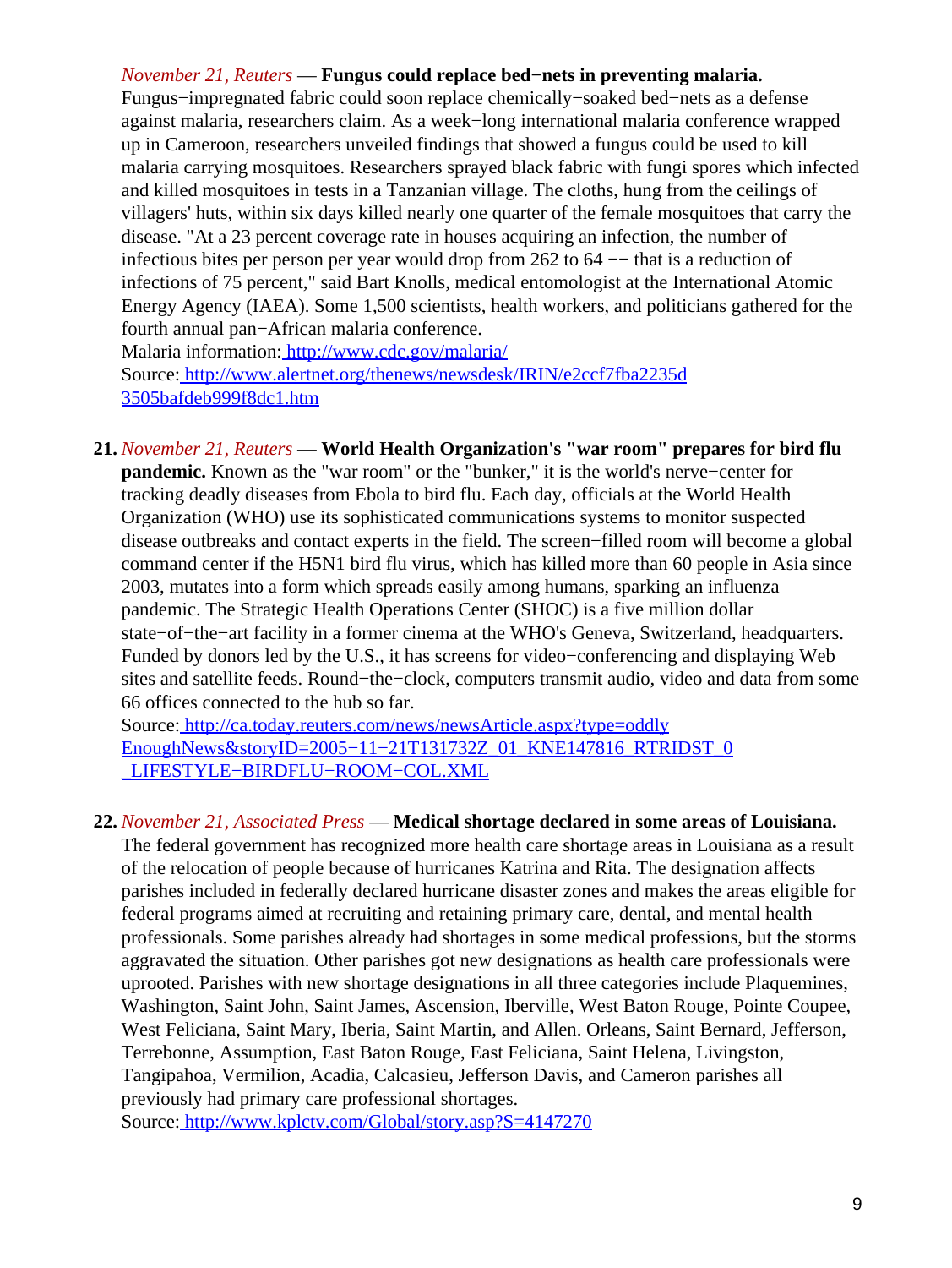*November 21, Reuters* — **Fungus could replace bed−nets in preventing malaria.** Fungus−impregnated fabric could soon replace chemically−soaked bed−nets as a defense against malaria, researchers claim. As a week−long international malaria conference wrapped up in Cameroon, researchers unveiled findings that showed a fungus could be used to kill malaria carrying mosquitoes. Researchers sprayed black fabric with fungi spores which infected and killed mosquitoes in tests in a Tanzanian village. The cloths, hung from the ceilings of villagers' huts, within six days killed nearly one quarter of the female mosquitoes that carry the disease. "At a 23 percent coverage rate in houses acquiring an infection, the number of infectious bites per person per year would drop from 262 to 64 −− that is a reduction of infections of 75 percent," said Bart Knolls, medical entomologist at the International Atomic Energy Agency (IAEA). Some 1,500 scientists, health workers, and politicians gathered for the fourth annual pan−African malaria conference.
Malaria information: http://www.cdc.gov/malaria/
Source: http://www.alertnet.org/thenews/newsdesk/IRIN/e2ccf7fba2235d3505bafdeb999f8dc1.htm

21. *November 21, Reuters* — **World Health Organization's "war room" prepares for bird flu pandemic.** Known as the "war room" or the "bunker," it is the world's nerve−center for tracking deadly diseases from Ebola to bird flu. Each day, officials at the World Health Organization (WHO) use its sophisticated communications systems to monitor suspected disease outbreaks and contact experts in the field. The screen−filled room will become a global command center if the H5N1 bird flu virus, which has killed more than 60 people in Asia since 2003, mutates into a form which spreads easily among humans, sparking an influenza pandemic. The Strategic Health Operations Center (SHOC) is a five million dollar state−of−the−art facility in a former cinema at the WHO's Geneva, Switzerland, headquarters. Funded by donors led by the U.S., it has screens for video−conferencing and displaying Web sites and satellite feeds. Round−the−clock, computers transmit audio, video and data from some 66 offices connected to the hub so far.
Source: http://ca.today.reuters.com/news/newsArticle.aspx?type=oddlyEnoughNews&storyID=2005−11−21T131732Z_01_KNE147816_RTRIDST_0_LIFESTYLE−BIRDFLU−ROOM−COL.XML

22. *November 21, Associated Press* — **Medical shortage declared in some areas of Louisiana.** The federal government has recognized more health care shortage areas in Louisiana as a result of the relocation of people because of hurricanes Katrina and Rita. The designation affects parishes included in federally declared hurricane disaster zones and makes the areas eligible for federal programs aimed at recruiting and retaining primary care, dental, and mental health professionals. Some parishes already had shortages in some medical professions, but the storms aggravated the situation. Other parishes got new designations as health care professionals were uprooted. Parishes with new shortage designations in all three categories include Plaquemines, Washington, Saint John, Saint James, Ascension, Iberville, West Baton Rouge, Pointe Coupee, West Feliciana, Saint Mary, Iberia, Saint Martin, and Allen. Orleans, Saint Bernard, Jefferson, Terrebonne, Assumption, East Baton Rouge, East Feliciana, Saint Helena, Livingston, Tangipahoa, Vermilion, Acadia, Calcasieu, Jefferson Davis, and Cameron parishes all previously had primary care professional shortages.
Source: http://www.kplctv.com/Global/story.asp?S=4147270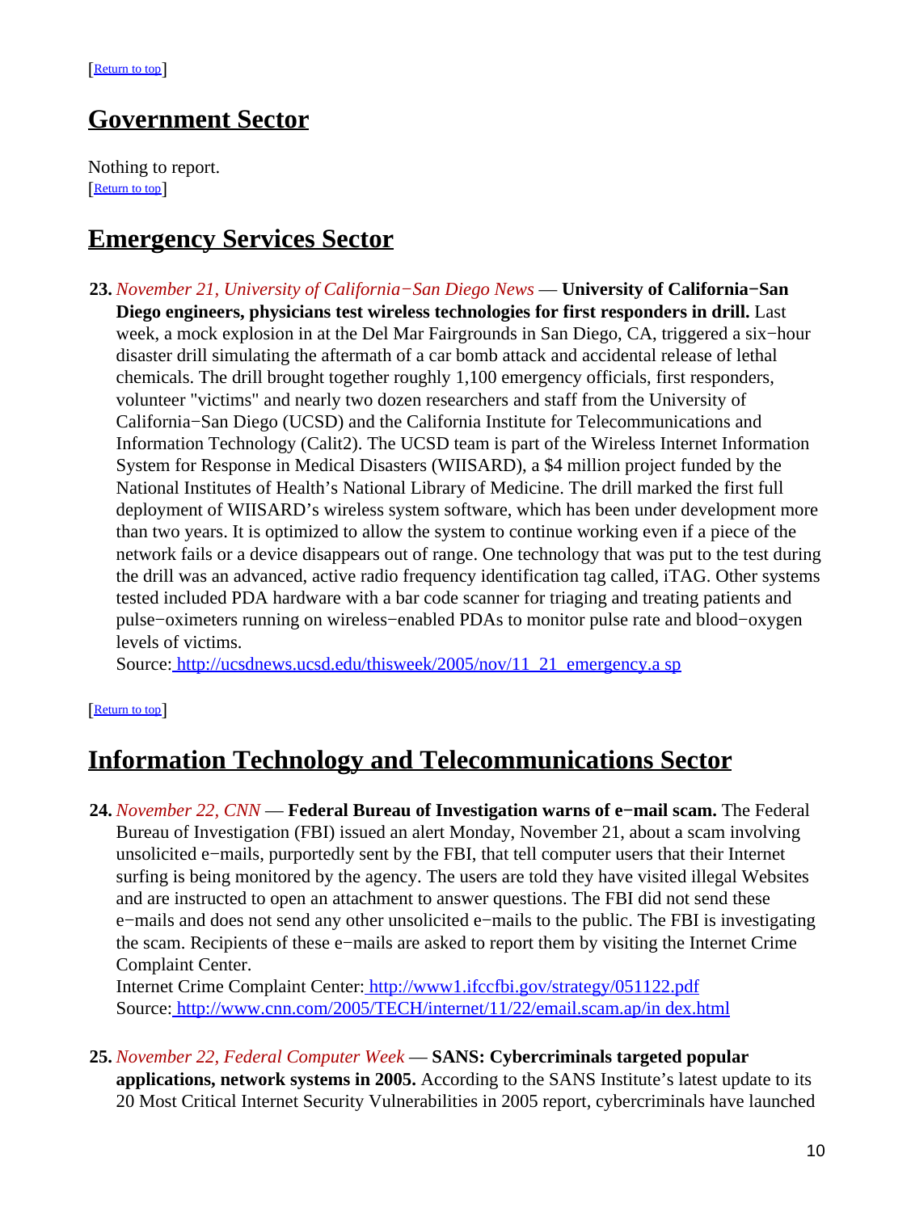[Return to top]

## Government Sector

Nothing to report.
[Return to top]

## Emergency Services Sector

**23.** *November 21, University of California−San Diego News* — **University of California−San Diego engineers, physicians test wireless technologies for first responders in drill.** Last week, a mock explosion in at the Del Mar Fairgrounds in San Diego, CA, triggered a six−hour disaster drill simulating the aftermath of a car bomb attack and accidental release of lethal chemicals. The drill brought together roughly 1,100 emergency officials, first responders, volunteer "victims" and nearly two dozen researchers and staff from the University of California−San Diego (UCSD) and the California Institute for Telecommunications and Information Technology (Calit2). The UCSD team is part of the Wireless Internet Information System for Response in Medical Disasters (WIISARD), a $4 million project funded by the National Institutes of Health's National Library of Medicine. The drill marked the first full deployment of WIISARD's wireless system software, which has been under development more than two years. It is optimized to allow the system to continue working even if a piece of the network fails or a device disappears out of range. One technology that was put to the test during the drill was an advanced, active radio frequency identification tag called, iTAG. Other systems tested included PDA hardware with a bar code scanner for triaging and treating patients and pulse−oximeters running on wireless−enabled PDAs to monitor pulse rate and blood−oxygen levels of victims.
Source: http://ucsdnews.ucsd.edu/thisweek/2005/nov/11_21_emergency.a sp

[Return to top]

## Information Technology and Telecommunications Sector

**24.** *November 22, CNN* — **Federal Bureau of Investigation warns of e−mail scam.** The Federal Bureau of Investigation (FBI) issued an alert Monday, November 21, about a scam involving unsolicited e−mails, purportedly sent by the FBI, that tell computer users that their Internet surfing is being monitored by the agency. The users are told they have visited illegal Websites and are instructed to open an attachment to answer questions. The FBI did not send these e−mails and does not send any other unsolicited e−mails to the public. The FBI is investigating the scam. Recipients of these e−mails are asked to report them by visiting the Internet Crime Complaint Center.
Internet Crime Complaint Center: http://www1.ifccfbi.gov/strategy/051122.pdf
Source: http://www.cnn.com/2005/TECH/internet/11/22/email.scam.ap/in dex.html

**25.** *November 22, Federal Computer Week* — **SANS: Cybercriminals targeted popular applications, network systems in 2005.** According to the SANS Institute's latest update to its 20 Most Critical Internet Security Vulnerabilities in 2005 report, cybercriminals have launched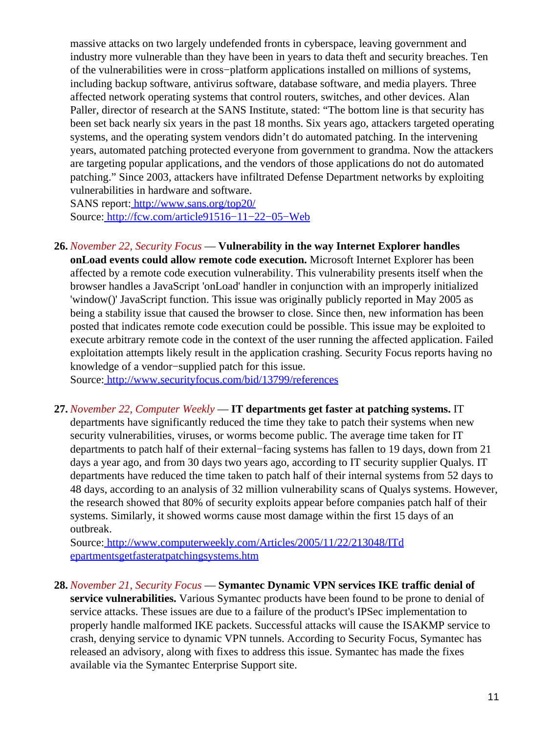massive attacks on two largely undefended fronts in cyberspace, leaving government and industry more vulnerable than they have been in years to data theft and security breaches. Ten of the vulnerabilities were in cross−platform applications installed on millions of systems, including backup software, antivirus software, database software, and media players. Three affected network operating systems that control routers, switches, and other devices. Alan Paller, director of research at the SANS Institute, stated: "The bottom line is that security has been set back nearly six years in the past 18 months. Six years ago, attackers targeted operating systems, and the operating system vendors didn't do automated patching. In the intervening years, automated patching protected everyone from government to grandma. Now the attackers are targeting popular applications, and the vendors of those applications do not do automated patching." Since 2003, attackers have infiltrated Defense Department networks by exploiting vulnerabilities in hardware and software.
SANS report: http://www.sans.org/top20/
Source: http://fcw.com/article91516−11−22−05−Web

26. *November 22, Security Focus* — **Vulnerability in the way Internet Explorer handles onLoad events could allow remote code execution.** Microsoft Internet Explorer has been affected by a remote code execution vulnerability. This vulnerability presents itself when the browser handles a JavaScript 'onLoad' handler in conjunction with an improperly initialized 'window()' JavaScript function. This issue was originally publicly reported in May 2005 as being a stability issue that caused the browser to close. Since then, new information has been posted that indicates remote code execution could be possible. This issue may be exploited to execute arbitrary remote code in the context of the user running the affected application. Failed exploitation attempts likely result in the application crashing. Security Focus reports having no knowledge of a vendor−supplied patch for this issue.
Source: http://www.securityfocus.com/bid/13799/references

27. *November 22, Computer Weekly* — **IT departments get faster at patching systems.** IT departments have significantly reduced the time they take to patch their systems when new security vulnerabilities, viruses, or worms become public. The average time taken for IT departments to patch half of their external−facing systems has fallen to 19 days, down from 21 days a year ago, and from 30 days two years ago, according to IT security supplier Qualys. IT departments have reduced the time taken to patch half of their internal systems from 52 days to 48 days, according to an analysis of 32 million vulnerability scans of Qualys systems. However, the research showed that 80% of security exploits appear before companies patch half of their systems. Similarly, it showed worms cause most damage within the first 15 days of an outbreak.
Source: http://www.computerweekly.com/Articles/2005/11/22/213048/ITdepartmentsgetfasteratpatchingsystems.htm

28. *November 21, Security Focus* — **Symantec Dynamic VPN services IKE traffic denial of service vulnerabilities.** Various Symantec products have been found to be prone to denial of service attacks. These issues are due to a failure of the product's IPSec implementation to properly handle malformed IKE packets. Successful attacks will cause the ISAKMP service to crash, denying service to dynamic VPN tunnels. According to Security Focus, Symantec has released an advisory, along with fixes to address this issue. Symantec has made the fixes available via the Symantec Enterprise Support site.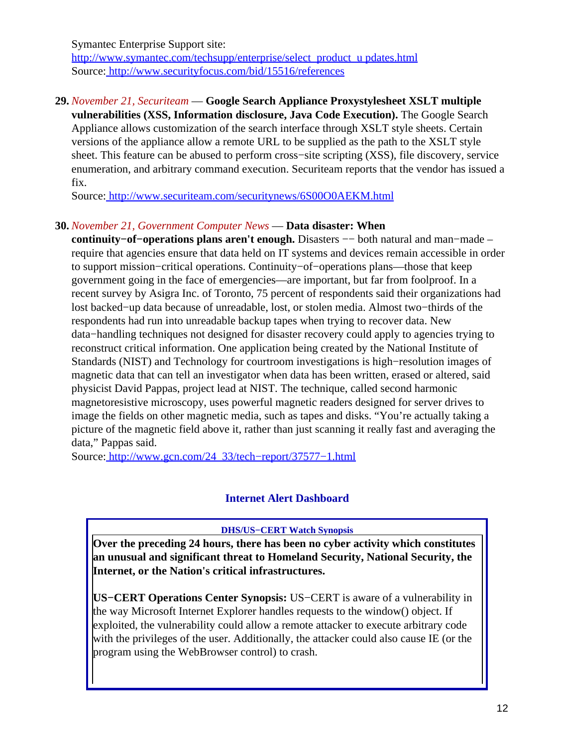Symantec Enterprise Support site:
http://www.symantec.com/techsupp/enterprise/select_product_u pdates.html
Source: http://www.securityfocus.com/bid/15516/references

29. *November 21, Securiteam* — **Google Search Appliance Proxystylesheet XSLT multiple vulnerabilities (XSS, Information disclosure, Java Code Execution).** The Google Search Appliance allows customization of the search interface through XSLT style sheets. Certain versions of the appliance allow a remote URL to be supplied as the path to the XSLT style sheet. This feature can be abused to perform cross−site scripting (XSS), file discovery, service enumeration, and arbitrary command execution. Securiteam reports that the vendor has issued a fix.
Source: http://www.securiteam.com/securitynews/6S00O0AEKM.html

30. *November 21, Government Computer News* — **Data disaster: When continuity−of−operations plans aren't enough.** Disasters −− both natural and man−made – require that agencies ensure that data held on IT systems and devices remain accessible in order to support mission−critical operations. Continuity−of−operations plans—those that keep government going in the face of emergencies—are important, but far from foolproof. In a recent survey by Asigra Inc. of Toronto, 75 percent of respondents said their organizations had lost backed−up data because of unreadable, lost, or stolen media. Almost two−thirds of the respondents had run into unreadable backup tapes when trying to recover data. New data−handling techniques not designed for disaster recovery could apply to agencies trying to reconstruct critical information. One application being created by the National Institute of Standards (NIST) and Technology for courtroom investigations is high−resolution images of magnetic data that can tell an investigator when data has been written, erased or altered, said physicist David Pappas, project lead at NIST. The technique, called second harmonic magnetoresistive microscopy, uses powerful magnetic readers designed for server drives to image the fields on other magnetic media, such as tapes and disks. "You're actually taking a picture of the magnetic field above it, rather than just scanning it really fast and averaging the data," Pappas said.
Source: http://www.gcn.com/24_33/tech−report/37577−1.html

## Internet Alert Dashboard

**DHS/US−CERT Watch Synopsis**

**Over the preceding 24 hours, there has been no cyber activity which constitutes an unusual and significant threat to Homeland Security, National Security, the Internet, or the Nation's critical infrastructures.**

**US−CERT Operations Center Synopsis:** US−CERT is aware of a vulnerability in the way Microsoft Internet Explorer handles requests to the window() object. If exploited, the vulnerability could allow a remote attacker to execute arbitrary code with the privileges of the user. Additionally, the attacker could also cause IE (or the program using the WebBrowser control) to crash.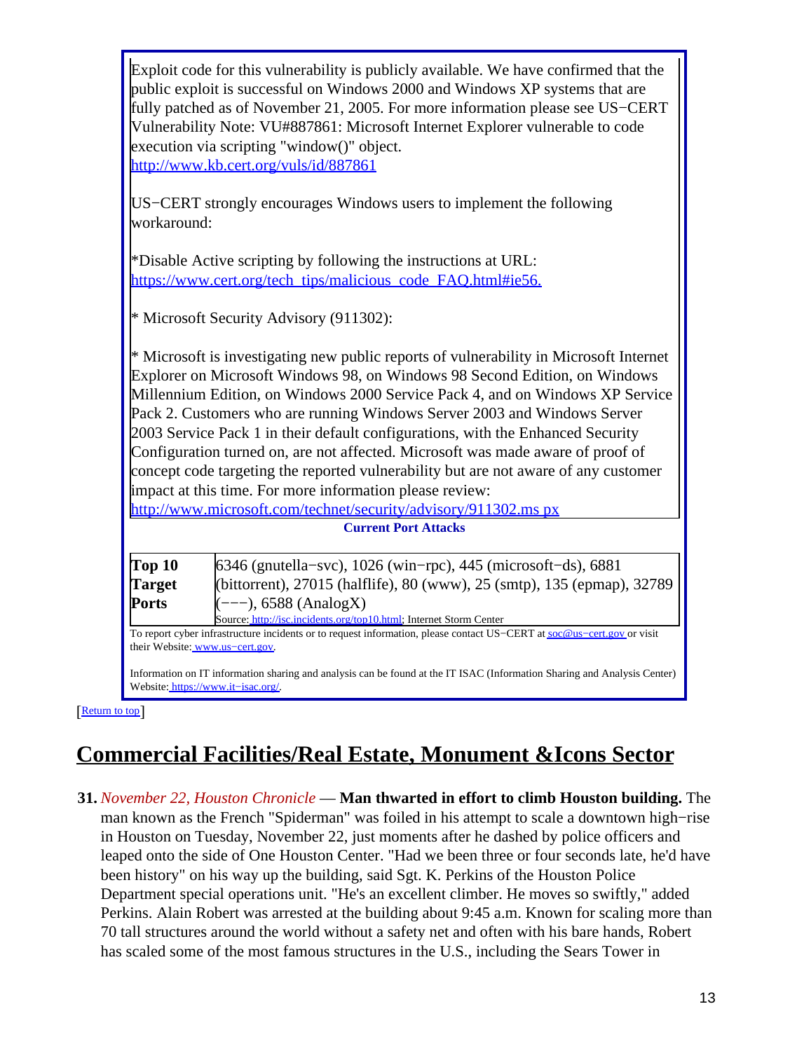Exploit code for this vulnerability is publicly available. We have confirmed that the public exploit is successful on Windows 2000 and Windows XP systems that are fully patched as of November 21, 2005. For more information please see US−CERT Vulnerability Note: VU#887861: Microsoft Internet Explorer vulnerable to code execution via scripting "window()" object.
http://www.kb.cert.org/vuls/id/887861

US−CERT strongly encourages Windows users to implement the following workaround:

*Disable Active scripting by following the instructions at URL:
https://www.cert.org/tech_tips/malicious_code_FAQ.html#ie56.

* Microsoft Security Advisory (911302):

* Microsoft is investigating new public reports of vulnerability in Microsoft Internet Explorer on Microsoft Windows 98, on Windows 98 Second Edition, on Windows Millennium Edition, on Windows 2000 Service Pack 4, and on Windows XP Service Pack 2. Customers who are running Windows Server 2003 and Windows Server 2003 Service Pack 1 in their default configurations, with the Enhanced Security Configuration turned on, are not affected. Microsoft was made aware of proof of concept code targeting the reported vulnerability but are not aware of any customer impact at this time. For more information please review:
http://www.microsoft.com/technet/security/advisory/911302.ms px

**Current Port Attacks**

| **Top 10 Target Ports** | 6346 (gnutella−svc), 1026 (win−rpc), 445 (microsoft−ds), 6881 (bittorrent), 27015 (halflife), 80 (www), 25 (smtp), 135 (epmap), 32789 (−−−), 6588 (AnalogX)<br>Source: http://isc.incidents.org/top10.html; Internet Storm Center |
|---|---|

To report cyber infrastructure incidents or to request information, please contact US−CERT at soc@us−cert.gov or visit their Website: www.us−cert.gov.

Information on IT information sharing and analysis can be found at the IT ISAC (Information Sharing and Analysis Center) Website: https://www.it−isac.org/.

[Return to top]

## Commercial Facilities/Real Estate, Monument &Icons Sector

**31.** *November 22, Houston Chronicle* — **Man thwarted in effort to climb Houston building.** The man known as the French "Spiderman" was foiled in his attempt to scale a downtown high−rise in Houston on Tuesday, November 22, just moments after he dashed by police officers and leaped onto the side of One Houston Center. "Had we been three or four seconds late, he'd have been history" on his way up the building, said Sgt. K. Perkins of the Houston Police Department special operations unit. "He's an excellent climber. He moves so swiftly," added Perkins. Alain Robert was arrested at the building about 9:45 a.m. Known for scaling more than 70 tall structures around the world without a safety net and often with his bare hands, Robert has scaled some of the most famous structures in the U.S., including the Sears Tower in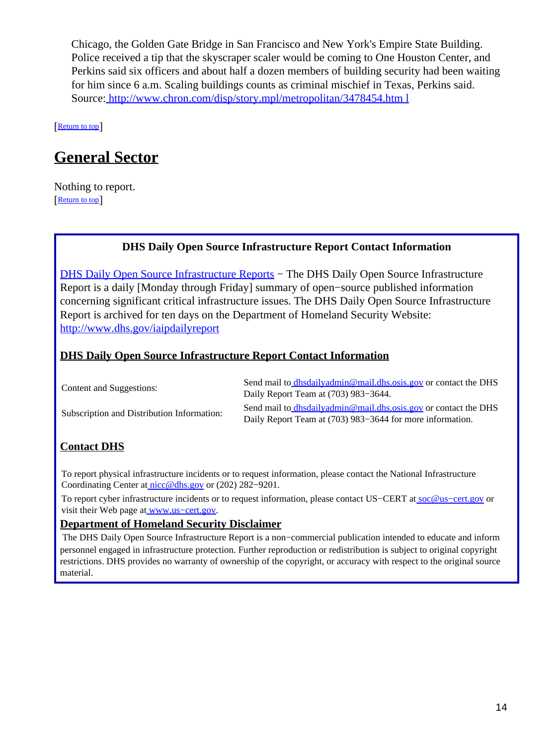Chicago, the Golden Gate Bridge in San Francisco and New York's Empire State Building. Police received a tip that the skyscraper scaler would be coming to One Houston Center, and Perkins said six officers and about half a dozen members of building security had been waiting for him since 6 a.m. Scaling buildings counts as criminal mischief in Texas, Perkins said. Source: http://www.chron.com/disp/story.mpl/metropolitan/3478454.htm l

[Return to top]

## General Sector

Nothing to report.
[Return to top]

**DHS Daily Open Source Infrastructure Report Contact Information**

DHS Daily Open Source Infrastructure Reports − The DHS Daily Open Source Infrastructure Report is a daily [Monday through Friday] summary of open−source published information concerning significant critical infrastructure issues. The DHS Daily Open Source Infrastructure Report is archived for ten days on the Department of Homeland Security Website: http://www.dhs.gov/iaipdailyreport

### DHS Daily Open Source Infrastructure Report Contact Information

| | |
|---|---|
| Content and Suggestions: | Send mail to dhsdailyadmin@mail.dhs.osis.gov or contact the DHS Daily Report Team at (703) 983−3644. |
| Subscription and Distribution Information: | Send mail to dhsdailyadmin@mail.dhs.osis.gov or contact the DHS Daily Report Team at (703) 983−3644 for more information. |

### Contact DHS

To report physical infrastructure incidents or to request information, please contact the National Infrastructure Coordinating Center at nicc@dhs.gov or (202) 282−9201.

To report cyber infrastructure incidents or to request information, please contact US−CERT at soc@us−cert.gov or visit their Web page at www.us−cert.gov.

### Department of Homeland Security Disclaimer

The DHS Daily Open Source Infrastructure Report is a non−commercial publication intended to educate and inform personnel engaged in infrastructure protection. Further reproduction or redistribution is subject to original copyright restrictions. DHS provides no warranty of ownership of the copyright, or accuracy with respect to the original source material.